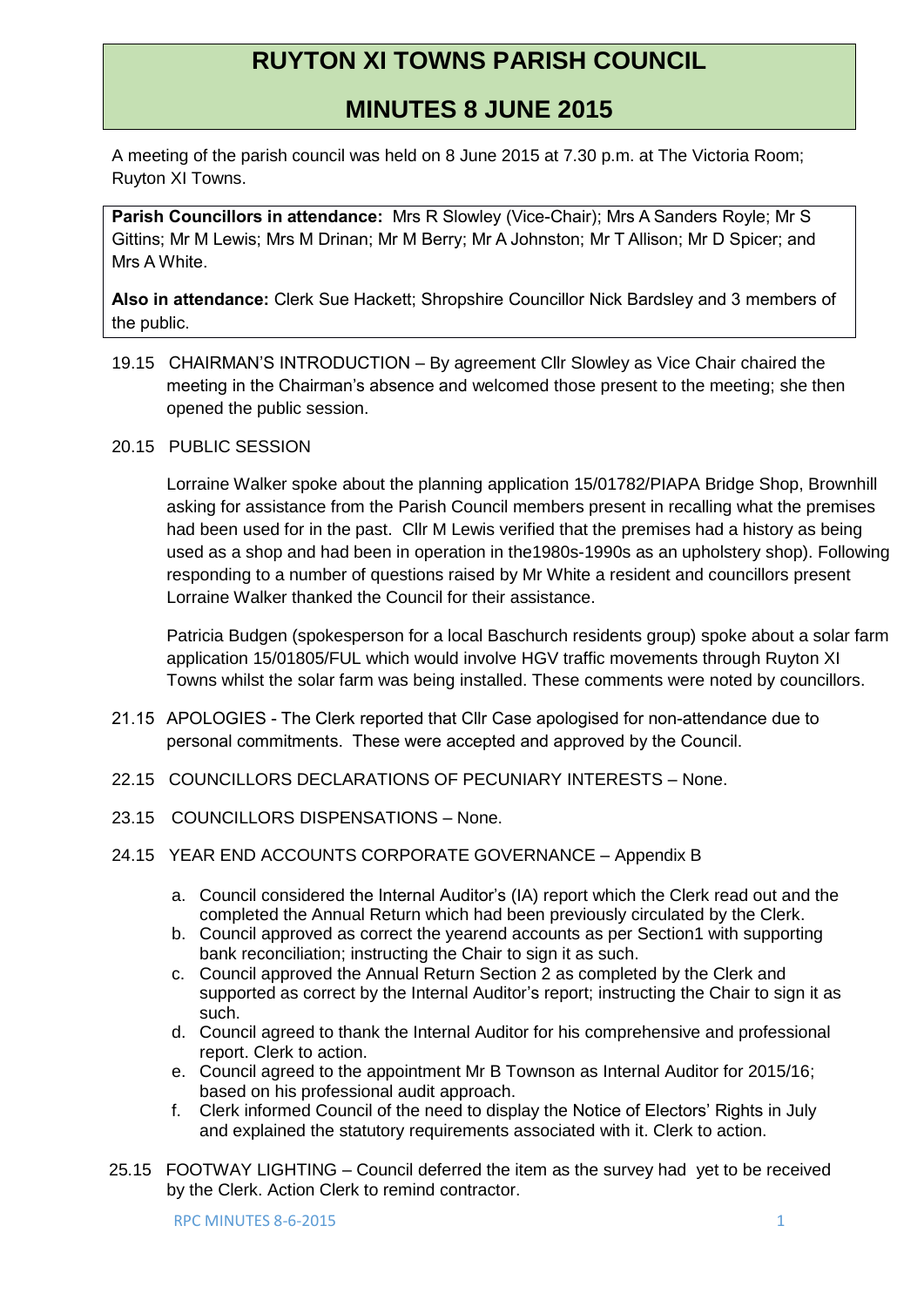# RUYTON XI TOWNS PARISH COUNCIL

## MINUTES 8 JUNE 2015

A meeting of the parish council was held on 8 June 2015 at 7.30 p.m. at The Victoria Room; Ruyton XI Towns.

**Parish Councillors in attendance:** Mrs R Slowley (Vice-Chair); Mrs A Sanders Royle; Mr S Gittins; Mr M Lewis; Mrs M Drinan; Mr M Berry; Mr A Johnston; Mr T Allison; Mr D Spicer; and Mrs A White.

**Also in attendance:** Clerk Sue Hackett; Shropshire Councillor Nick Bardsley and 3 members of the public.

19.15 CHAIRMAN'S INTRODUCTION – By agreement Cllr Slowley as Vice Chair chaired the meeting in the Chairman's absence and welcomed those present to the meeting; she then opened the public session.

20.15 PUBLIC SESSION

Lorraine Walker spoke about the planning application 15/01782/PIAPA Bridge Shop, Brownhill asking for assistance from the Parish Council members present in recalling what the premises had been used for in the past. Cllr M Lewis verified that the premises had a history as being used as a shop and had been in operation in the1980s-1990s as an upholstery shop). Following responding to a number of questions raised by Mr White a resident and councillors present Lorraine Walker thanked the Council for their assistance.

Patricia Budgen (spokesperson for a local Baschurch residents group) spoke about a solar farm application 15/01805/FUL which would involve HGV traffic movements through Ruyton XI Towns whilst the solar farm was being installed. These comments were noted by councillors.

21.15 APOLOGIES - The Clerk reported that Cllr Case apologised for non-attendance due to personal commitments. These were accepted and approved by the Council.

22.15 COUNCILLORS DECLARATIONS OF PECUNIARY INTERESTS – None.

23.15 COUNCILLORS DISPENSATIONS – None.

24.15 YEAR END ACCOUNTS CORPORATE GOVERNANCE – Appendix B

a. Council considered the Internal Auditor's (IA) report which the Clerk read out and the completed the Annual Return which had been previously circulated by the Clerk.
b. Council approved as correct the yearend accounts as per Section1 with supporting bank reconciliation; instructing the Chair to sign it as such.
c. Council approved the Annual Return Section 2 as completed by the Clerk and supported as correct by the Internal Auditor's report; instructing the Chair to sign it as such.
d. Council agreed to thank the Internal Auditor for his comprehensive and professional report. Clerk to action.
e. Council agreed to the appointment Mr B Townson as Internal Auditor for 2015/16; based on his professional audit approach.
f. Clerk informed Council of the need to display the Notice of Electors' Rights in July and explained the statutory requirements associated with it. Clerk to action.

25.15 FOOTWAY LIGHTING – Council deferred the item as the survey had yet to be received by the Clerk. Action Clerk to remind contractor.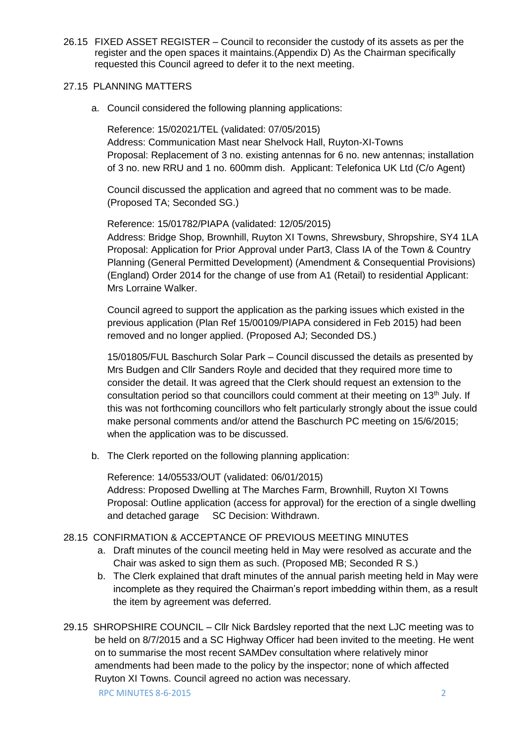26.15 FIXED ASSET REGISTER – Council to reconsider the custody of its assets as per the register and the open spaces it maintains.(Appendix D) As the Chairman specifically requested this Council agreed to defer it to the next meeting.

27.15 PLANNING MATTERS

a. Council considered the following planning applications:

   Reference: 15/02021/TEL (validated: 07/05/2015)
   Address: Communication Mast near Shelvock Hall, Ruyton-XI-Towns
   Proposal: Replacement of 3 no. existing antennas for 6 no. new antennas; installation of 3 no. new RRU and 1 no. 600mm dish. Applicant: Telefonica UK Ltd (C/o Agent)

   Council discussed the application and agreed that no comment was to be made. (Proposed TA; Seconded SG.)

   Reference: 15/01782/PIAPA (validated: 12/05/2015)
   Address: Bridge Shop, Brownhill, Ruyton XI Towns, Shrewsbury, Shropshire, SY4 1LA
   Proposal: Application for Prior Approval under Part3, Class IA of the Town & Country Planning (General Permitted Development) (Amendment & Consequential Provisions) (England) Order 2014 for the change of use from A1 (Retail) to residential Applicant: Mrs Lorraine Walker.

   Council agreed to support the application as the parking issues which existed in the previous application (Plan Ref 15/00109/PIAPA considered in Feb 2015) had been removed and no longer applied. (Proposed AJ; Seconded DS.)

   15/01805/FUL Baschurch Solar Park – Council discussed the details as presented by Mrs Budgen and Cllr Sanders Royle and decided that they required more time to consider the detail. It was agreed that the Clerk should request an extension to the consultation period so that councillors could comment at their meeting on 13th July. If this was not forthcoming councillors who felt particularly strongly about the issue could make personal comments and/or attend the Baschurch PC meeting on 15/6/2015; when the application was to be discussed.

b. The Clerk reported on the following planning application:

   Reference: 14/05533/OUT (validated: 06/01/2015)
   Address: Proposed Dwelling at The Marches Farm, Brownhill, Ruyton XI Towns
   Proposal: Outline application (access for approval) for the erection of a single dwelling and detached garage SC Decision: Withdrawn.

28.15 CONFIRMATION & ACCEPTANCE OF PREVIOUS MEETING MINUTES

a. Draft minutes of the council meeting held in May were resolved as accurate and the Chair was asked to sign them as such. (Proposed MB; Seconded R S.)
b. The Clerk explained that draft minutes of the annual parish meeting held in May were incomplete as they required the Chairman's report imbedding within them, as a result the item by agreement was deferred.

29.15 SHROPSHIRE COUNCIL – Cllr Nick Bardsley reported that the next LJC meeting was to be held on 8/7/2015 and a SC Highway Officer had been invited to the meeting. He went on to summarise the most recent SAMDev consultation where relatively minor amendments had been made to the policy by the inspector; none of which affected Ruyton XI Towns. Council agreed no action was necessary.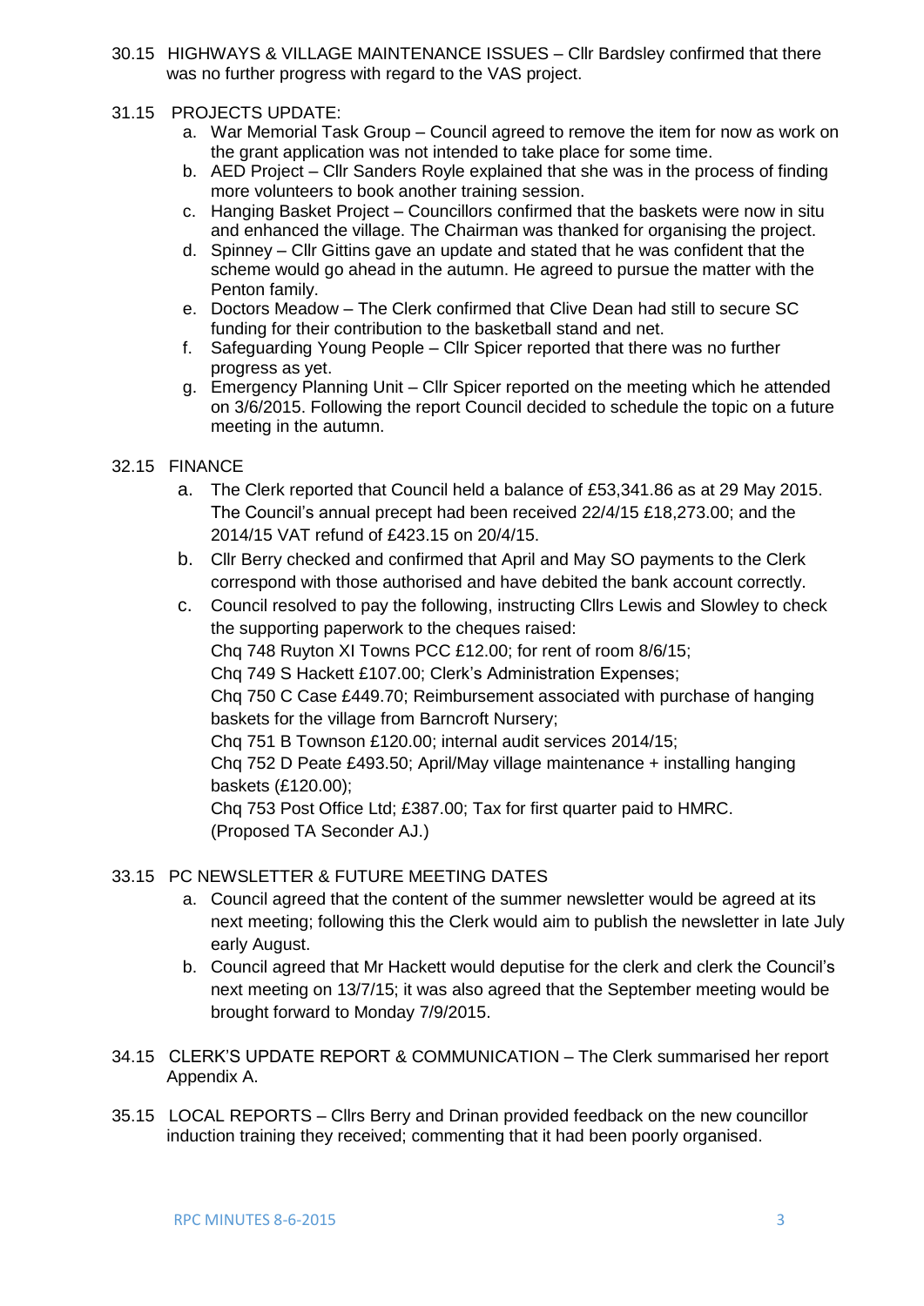30.15 HIGHWAYS & VILLAGE MAINTENANCE ISSUES – Cllr Bardsley confirmed that there was no further progress with regard to the VAS project.

31.15 PROJECTS UPDATE:

a. War Memorial Task Group – Council agreed to remove the item for now as work on the grant application was not intended to take place for some time.
b. AED Project – Cllr Sanders Royle explained that she was in the process of finding more volunteers to book another training session.
c. Hanging Basket Project – Councillors confirmed that the baskets were now in situ and enhanced the village. The Chairman was thanked for organising the project.
d. Spinney – Cllr Gittins gave an update and stated that he was confident that the scheme would go ahead in the autumn. He agreed to pursue the matter with the Penton family.
e. Doctors Meadow – The Clerk confirmed that Clive Dean had still to secure SC funding for their contribution to the basketball stand and net.
f. Safeguarding Young People – Cllr Spicer reported that there was no further progress as yet.
g. Emergency Planning Unit – Cllr Spicer reported on the meeting which he attended on 3/6/2015. Following the report Council decided to schedule the topic on a future meeting in the autumn.

32.15 FINANCE

a. The Clerk reported that Council held a balance of £53,341.86 as at 29 May 2015. The Council's annual precept had been received 22/4/15 £18,273.00; and the 2014/15 VAT refund of £423.15 on 20/4/15.
b. Cllr Berry checked and confirmed that April and May SO payments to the Clerk correspond with those authorised and have debited the bank account correctly.
c. Council resolved to pay the following, instructing Cllrs Lewis and Slowley to check the supporting paperwork to the cheques raised:
Chq 748 Ruyton XI Towns PCC £12.00; for rent of room 8/6/15;
Chq 749 S Hackett £107.00; Clerk's Administration Expenses;
Chq 750 C Case £449.70; Reimbursement associated with purchase of hanging baskets for the village from Barncroft Nursery;
Chq 751 B Townson £120.00; internal audit services 2014/15;
Chq 752 D Peate £493.50; April/May village maintenance + installing hanging baskets (£120.00);
Chq 753 Post Office Ltd; £387.00; Tax for first quarter paid to HMRC.
(Proposed TA Seconder AJ.)

33.15 PC NEWSLETTER & FUTURE MEETING DATES

a. Council agreed that the content of the summer newsletter would be agreed at its next meeting; following this the Clerk would aim to publish the newsletter in late July early August.
b. Council agreed that Mr Hackett would deputise for the clerk and clerk the Council's next meeting on 13/7/15; it was also agreed that the September meeting would be brought forward to Monday 7/9/2015.

34.15 CLERK'S UPDATE REPORT & COMMUNICATION – The Clerk summarised her report Appendix A.

35.15 LOCAL REPORTS – Cllrs Berry and Drinan provided feedback on the new councillor induction training they received; commenting that it had been poorly organised.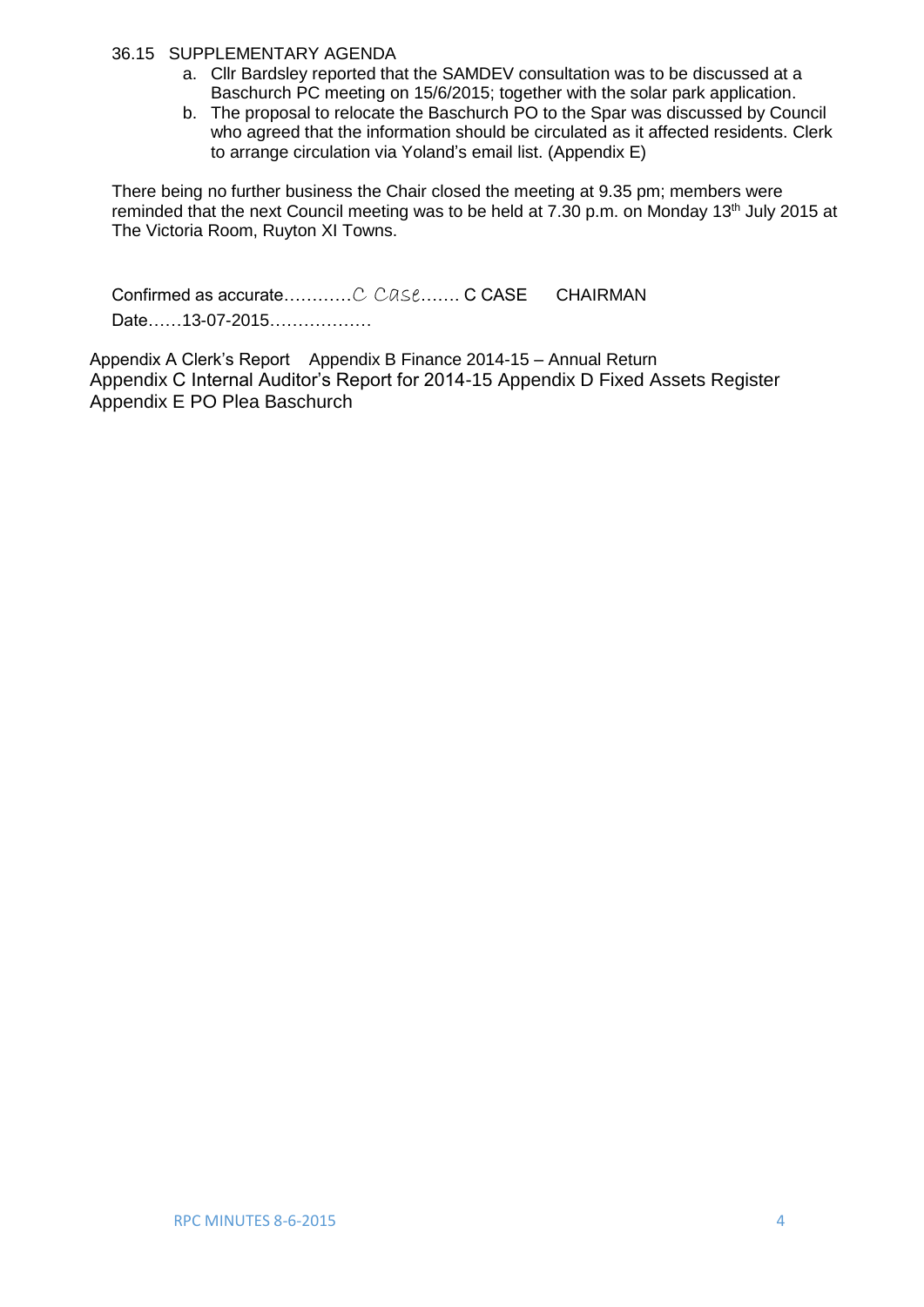36.15 SUPPLEMENTARY AGENDA

a. Cllr Bardsley reported that the SAMDEV consultation was to be discussed at a Baschurch PC meeting on 15/6/2015; together with the solar park application.
b. The proposal to relocate the Baschurch PO to the Spar was discussed by Council who agreed that the information should be circulated as it affected residents. Clerk to arrange circulation via Yoland's email list. (Appendix E)

There being no further business the Chair closed the meeting at 9.35 pm; members were reminded that the next Council meeting was to be held at 7.30 p.m. on Monday 13th July 2015 at The Victoria Room, Ruyton XI Towns.

Confirmed as accurate…………*C Case*……. C CASE    CHAIRMAN

Date……13-07-2015………………

Appendix A Clerk's Report  Appendix B Finance 2014-15 – Annual Return
Appendix C Internal Auditor's Report for 2014-15 Appendix D Fixed Assets Register
Appendix E PO Plea Baschurch